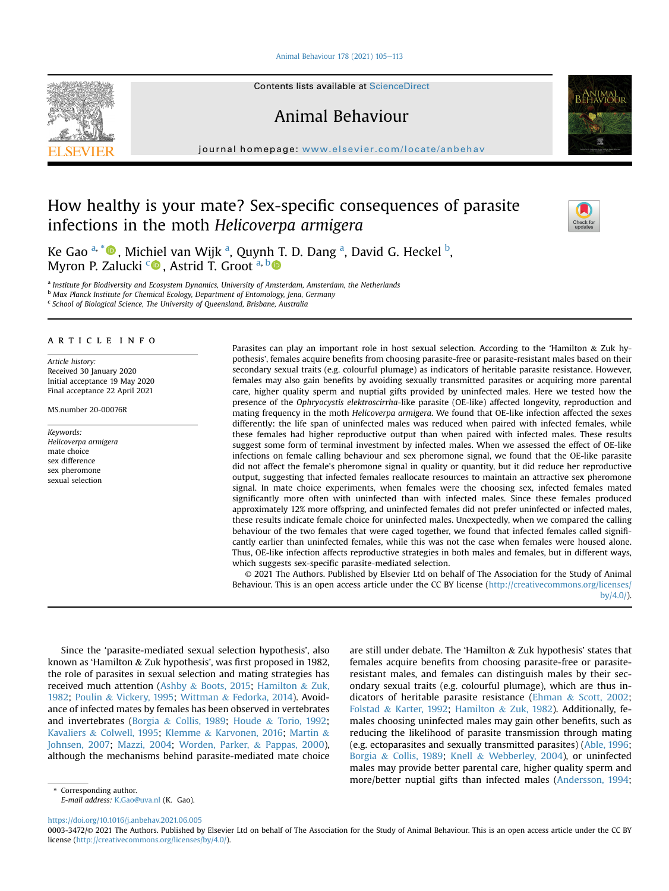# How healthy is your mate? Sex-specific consequences of parasite infections in the moth *Helicoverpa armigera*

Ke Gao [a,*], Michiel van Wijk [a], Quynh T. D. Dang [a], David G. Heckel [b], Myron P. Zalucki [c], Astrid T. Groot [a,b]

[a] Institute for Biodiversity and Ecosystem Dynamics, University of Amsterdam, Amsterdam, the Netherlands
[b] Max Planck Institute for Chemical Ecology, Department of Entomology, Jena, Germany
[c] School of Biological Science, The University of Queensland, Brisbane, Australia

## ARTICLE INFO

*Article history:*
Received 30 January 2020
Initial acceptance 19 May 2020
Final acceptance 22 April 2021

MS.number 20-00076R

*Keywords:*
*Helicoverpa armigera*
mate choice
sex difference
sex pheromone
sexual selection

## ABSTRACT

Parasites can play an important role in host sexual selection. According to the 'Hamilton & Zuk hypothesis', females acquire benefits from choosing parasite-free or parasite-resistant males based on their secondary sexual traits (e.g. colourful plumage) as indicators of heritable parasite resistance. However, females may also gain benefits by avoiding sexually transmitted parasites or acquiring more parental care, higher quality sperm and nuptial gifts provided by uninfected males. Here we tested how the presence of the *Ophryocystis elektroscirrha*-like parasite (OE-like) affected longevity, reproduction and mating frequency in the moth *Helicoverpa armigera*. We found that OE-like infection affected the sexes differently: the life span of uninfected males was reduced when paired with infected females, while these females had higher reproductive output than when paired with infected males. These results suggest some form of terminal investment by infected males. When we assessed the effect of OE-like infections on female calling behaviour and sex pheromone signal, we found that the OE-like parasite did not affect the female's pheromone signal in quality or quantity, but it did reduce her reproductive output, suggesting that infected females reallocate resources to maintain an attractive sex pheromone signal. In mate choice experiments, when females were the choosing sex, infected females mated significantly more often with uninfected than with infected males. Since these females produced approximately 12% more offspring, and uninfected females did not prefer uninfected or infected males, these results indicate female choice for uninfected males. Unexpectedly, when we compared the calling behaviour of the two females that were caged together, we found that infected females called significantly earlier than uninfected females, while this was not the case when females were housed alone. Thus, OE-like infection affects reproductive strategies in both males and females, but in different ways, which suggests sex-specific parasite-mediated selection.

© 2021 The Authors. Published by Elsevier Ltd on behalf of The Association for the Study of Animal Behaviour. This is an open access article under the CC BY license (http://creativecommons.org/licenses/by/4.0/).

Since the 'parasite-mediated sexual selection hypothesis', also known as 'Hamilton & Zuk hypothesis', was first proposed in 1982, the role of parasites in sexual selection and mating strategies has received much attention (Ashby & Boots, 2015; Hamilton & Zuk, 1982; Poulin & Vickery, 1995; Wittman & Fedorka, 2014). Avoidance of infected mates by females has been observed in vertebrates and invertebrates (Borgia & Collis, 1989; Houde & Torio, 1992; Kavaliers & Colwell, 1995; Klemme & Karvonen, 2016; Martin & Johnsen, 2007; Mazzi, 2004; Worden, Parker, & Pappas, 2000), although the mechanisms behind parasite-mediated mate choice are still under debate. The 'Hamilton & Zuk hypothesis' states that females acquire benefits from choosing parasite-free or parasite-resistant males, and females can distinguish males by their secondary sexual traits (e.g. colourful plumage), which are thus indicators of heritable parasite resistance (Ehman & Scott, 2002; Folstad & Karter, 1992; Hamilton & Zuk, 1982). Additionally, females choosing uninfected males may gain other benefits, such as reducing the likelihood of parasite transmission through mating (e.g. ectoparasites and sexually transmitted parasites) (Able, 1996; Borgia & Collis, 1989; Knell & Webberley, 2004), or uninfected males may provide better parental care, higher quality sperm and more/better nuptial gifts than infected males (Andersson, 1994;

* Corresponding author.
*E-mail address:* K.Gao@uva.nl (K. Gao).

https://doi.org/10.1016/j.anbehav.2021.06.005
0003-3472/© 2021 The Authors. Published by Elsevier Ltd on behalf of The Association for the Study of Animal Behaviour. This is an open access article under the CC BY license (http://creativecommons.org/licenses/by/4.0/).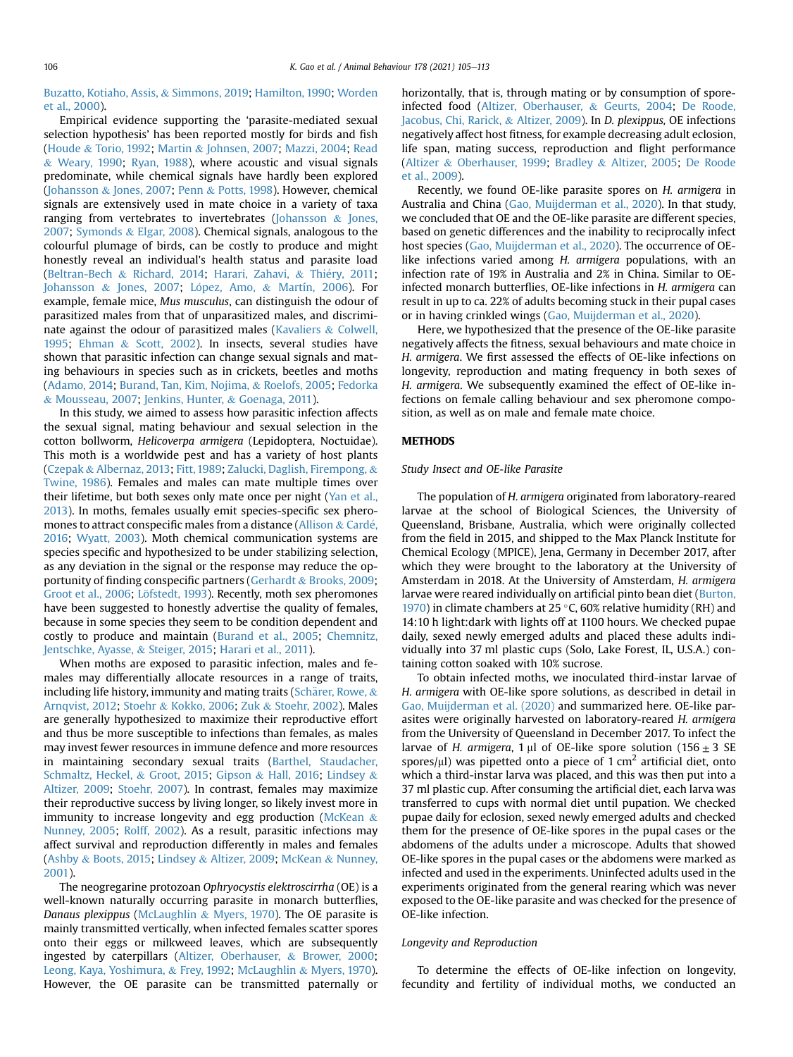Buzatto, Kotiaho, Assis, & Simmons, 2019; Hamilton, 1990; Worden et al., 2000).

Empirical evidence supporting the 'parasite-mediated sexual selection hypothesis' has been reported mostly for birds and fish (Houde & Torio, 1992; Martin & Johnsen, 2007; Mazzi, 2004; Read & Weary, 1990; Ryan, 1988), where acoustic and visual signals predominate, while chemical signals have hardly been explored (Johansson & Jones, 2007; Penn & Potts, 1998). However, chemical signals are extensively used in mate choice in a variety of taxa ranging from vertebrates to invertebrates (Johansson & Jones, 2007; Symonds & Elgar, 2008). Chemical signals, analogous to the colourful plumage of birds, can be costly to produce and might honestly reveal an individual's health status and parasite load (Beltran-Bech & Richard, 2014; Harari, Zahavi, & Thiéry, 2011; Johansson & Jones, 2007; López, Amo, & Martín, 2006). For example, female mice, *Mus musculus*, can distinguish the odour of parasitized males from that of unparasitized males, and discriminate against the odour of parasitized males (Kavaliers & Colwell, 1995; Ehman & Scott, 2002). In insects, several studies have shown that parasitic infection can change sexual signals and mating behaviours in species such as in crickets, beetles and moths (Adamo, 2014; Burand, Tan, Kim, Nojima, & Roelofs, 2005; Fedorka & Mousseau, 2007; Jenkins, Hunter, & Goenaga, 2011).

In this study, we aimed to assess how parasitic infection affects the sexual signal, mating behaviour and sexual selection in the cotton bollworm, *Helicoverpa armigera* (Lepidoptera, Noctuidae). This moth is a worldwide pest and has a variety of host plants (Czepak & Albernaz, 2013; Fitt, 1989; Zalucki, Daglish, Firempong, & Twine, 1986). Females and males can mate multiple times over their lifetime, but both sexes only mate once per night (Yan et al., 2013). In moths, females usually emit species-specific sex pheromones to attract conspecific males from a distance (Allison & Cardé, 2016; Wyatt, 2003). Moth chemical communication systems are species specific and hypothesized to be under stabilizing selection, as any deviation in the signal or the response may reduce the opportunity of finding conspecific partners (Gerhardt & Brooks, 2009; Groot et al., 2006; Löfstedt, 1993). Recently, moth sex pheromones have been suggested to honestly advertise the quality of females, because in some species they seem to be condition dependent and costly to produce and maintain (Burand et al., 2005; Chemnitz, Jentschke, Ayasse, & Steiger, 2015; Harari et al., 2011).

When moths are exposed to parasitic infection, males and females may differentially allocate resources in a range of traits, including life history, immunity and mating traits (Schärer, Rowe, & Arnqvist, 2012; Stoehr & Kokko, 2006; Zuk & Stoehr, 2002). Males are generally hypothesized to maximize their reproductive effort and thus be more susceptible to infections than females, as males may invest fewer resources in immune defence and more resources in maintaining secondary sexual traits (Barthel, Staudacher, Schmaltz, Heckel, & Groot, 2015; Gipson & Hall, 2016; Lindsey & Altizer, 2009; Stoehr, 2007). In contrast, females may maximize their reproductive success by living longer, so likely invest more in immunity to increase longevity and egg production (McKean & Nunney, 2005; Rolff, 2002). As a result, parasitic infections may affect survival and reproduction differently in males and females (Ashby & Boots, 2015; Lindsey & Altizer, 2009; McKean & Nunney, 2001).

The neogregarine protozoan *Ophryocystis elektroscirrha* (OE) is a well-known naturally occurring parasite in monarch butterflies, *Danaus plexippus* (McLaughlin & Myers, 1970). The OE parasite is mainly transmitted vertically, when infected females scatter spores onto their eggs or milkweed leaves, which are subsequently ingested by caterpillars (Altizer, Oberhauser, & Brower, 2000; Leong, Kaya, Yoshimura, & Frey, 1992; McLaughlin & Myers, 1970). However, the OE parasite can be transmitted paternally or horizontally, that is, through mating or by consumption of spore-infected food (Altizer, Oberhauser, & Geurts, 2004; De Roode, Jacobus, Chi, Rarick, & Altizer, 2009). In *D. plexippus,* OE infections negatively affect host fitness, for example decreasing adult eclosion, life span, mating success, reproduction and flight performance (Altizer & Oberhauser, 1999; Bradley & Altizer, 2005; De Roode et al., 2009).

Recently, we found OE-like parasite spores on *H. armigera* in Australia and China (Gao, Muijderman et al., 2020). In that study, we concluded that OE and the OE-like parasite are different species, based on genetic differences and the inability to reciprocally infect host species (Gao, Muijderman et al., 2020). The occurrence of OE-like infections varied among *H. armigera* populations, with an infection rate of 19% in Australia and 2% in China. Similar to OE-infected monarch butterflies, OE-like infections in *H. armigera* can result in up to ca. 22% of adults becoming stuck in their pupal cases or in having crinkled wings (Gao, Muijderman et al., 2020).

Here, we hypothesized that the presence of the OE-like parasite negatively affects the fitness, sexual behaviours and mate choice in *H. armigera*. We first assessed the effects of OE-like infections on longevity, reproduction and mating frequency in both sexes of *H. armigera*. We subsequently examined the effect of OE-like infections on female calling behaviour and sex pheromone composition, as well as on male and female mate choice.

## METHODS

### *Study Insect and OE-like Parasite*

The population of *H. armigera* originated from laboratory-reared larvae at the school of Biological Sciences, the University of Queensland, Brisbane, Australia, which were originally collected from the field in 2015, and shipped to the Max Planck Institute for Chemical Ecology (MPICE), Jena, Germany in December 2017, after which they were brought to the laboratory at the University of Amsterdam in 2018. At the University of Amsterdam, *H. armigera* larvae were reared individually on artificial pinto bean diet (Burton, 1970) in climate chambers at 25 °C, 60% relative humidity (RH) and 14:10 h light:dark with lights off at 1100 hours. We checked pupae daily, sexed newly emerged adults and placed these adults individually into 37 ml plastic cups (Solo, Lake Forest, IL, U.S.A.) containing cotton soaked with 10% sucrose.

To obtain infected moths, we inoculated third-instar larvae of *H. armigera* with OE-like spore solutions, as described in detail in Gao, Muijderman et al. (2020) and summarized here. OE-like parasites were originally harvested on laboratory-reared *H. armigera* from the University of Queensland in December 2017. To infect the larvae of *H. armigera*, 1 μl of OE-like spore solution ($156 \pm 3$ SE spores/μl) was pipetted onto a piece of 1 $cm^2$ artificial diet, onto which a third-instar larva was placed, and this was then put into a 37 ml plastic cup. After consuming the artificial diet, each larva was transferred to cups with normal diet until pupation. We checked pupae daily for eclosion, sexed newly emerged adults and checked them for the presence of OE-like spores in the pupal cases or the abdomens of the adults under a microscope. Adults that showed OE-like spores in the pupal cases or the abdomens were marked as infected and used in the experiments. Uninfected adults used in the experiments originated from the general rearing which was never exposed to the OE-like parasite and was checked for the presence of OE-like infection.

### *Longevity and Reproduction*

To determine the effects of OE-like infection on longevity, fecundity and fertility of individual moths, we conducted an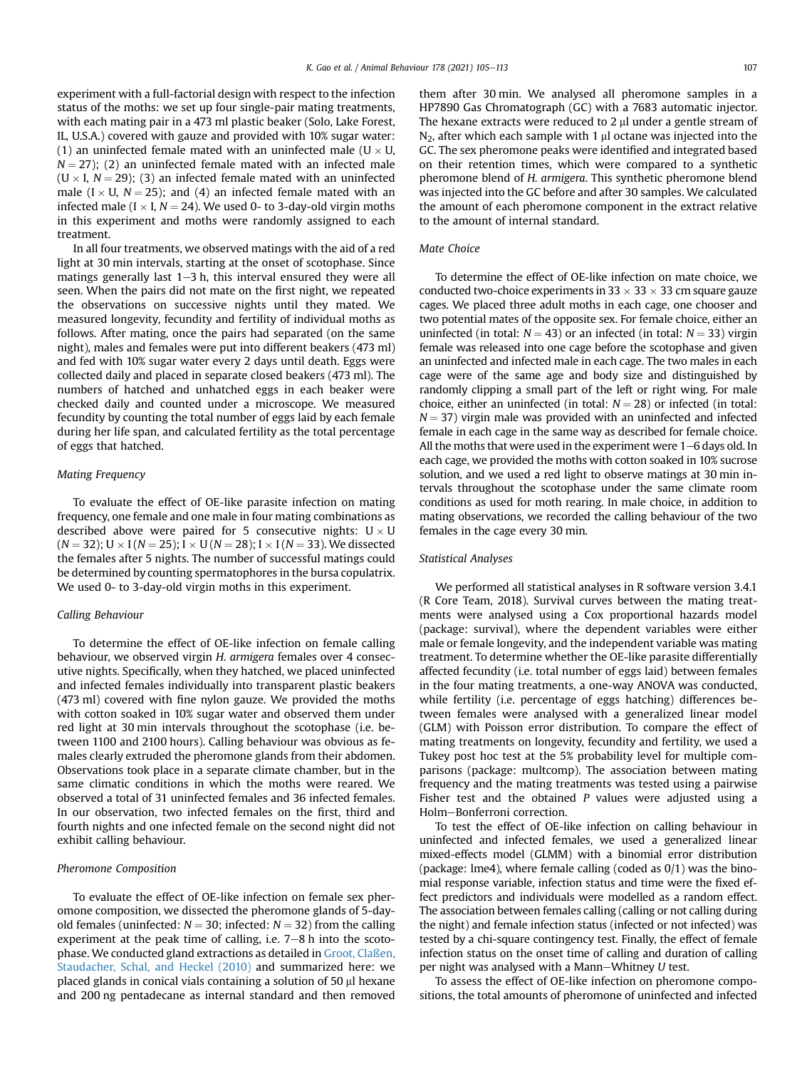experiment with a full-factorial design with respect to the infection status of the moths: we set up four single-pair mating treatments, with each mating pair in a 473 ml plastic beaker (Solo, Lake Forest, IL, U.S.A.) covered with gauze and provided with 10% sugar water: (1) an uninfected female mated with an uninfected male (U × U, $N = 27$); (2) an uninfected female mated with an infected male (U × I, $N = 29$); (3) an infected female mated with an uninfected male (I × U, $N = 25$); and (4) an infected female mated with an infected male (I × I, $N = 24$). We used 0- to 3-day-old virgin moths in this experiment and moths were randomly assigned to each treatment.

In all four treatments, we observed matings with the aid of a red light at 30 min intervals, starting at the onset of scotophase. Since matings generally last 1−3 h, this interval ensured they were all seen. When the pairs did not mate on the first night, we repeated the observations on successive nights until they mated. We measured longevity, fecundity and fertility of individual moths as follows. After mating, once the pairs had separated (on the same night), males and females were put into different beakers (473 ml) and fed with 10% sugar water every 2 days until death. Eggs were collected daily and placed in separate closed beakers (473 ml). The numbers of hatched and unhatched eggs in each beaker were checked daily and counted under a microscope. We measured fecundity by counting the total number of eggs laid by each female during her life span, and calculated fertility as the total percentage of eggs that hatched.

### Mating Frequency

To evaluate the effect of OE-like parasite infection on mating frequency, one female and one male in four mating combinations as described above were paired for 5 consecutive nights: U × U ($N = 32$); U × I ($N = 25$); I × U ($N = 28$); I × I ($N = 33$). We dissected the females after 5 nights. The number of successful matings could be determined by counting spermatophores in the bursa copulatrix. We used 0- to 3-day-old virgin moths in this experiment.

### Calling Behaviour

To determine the effect of OE-like infection on female calling behaviour, we observed virgin *H. armigera* females over 4 consecutive nights. Specifically, when they hatched, we placed uninfected and infected females individually into transparent plastic beakers (473 ml) covered with fine nylon gauze. We provided the moths with cotton soaked in 10% sugar water and observed them under red light at 30 min intervals throughout the scotophase (i.e. between 1100 and 2100 hours). Calling behaviour was obvious as females clearly extruded the pheromone glands from their abdomen. Observations took place in a separate climate chamber, but in the same climatic conditions in which the moths were reared. We observed a total of 31 uninfected females and 36 infected females. In our observation, two infected females on the first, third and fourth nights and one infected female on the second night did not exhibit calling behaviour.

### Pheromone Composition

To evaluate the effect of OE-like infection on female sex pheromone composition, we dissected the pheromone glands of 5-day-old females (uninfected: $N = 30$; infected: $N = 32$) from the calling experiment at the peak time of calling, i.e. 7−8 h into the scotophase. We conducted gland extractions as detailed in Groot, Claßen, Staudacher, Schal, and Heckel (2010) and summarized here: we placed glands in conical vials containing a solution of 50 μl hexane and 200 ng pentadecane as internal standard and then removed them after 30 min. We analysed all pheromone samples in a HP7890 Gas Chromatograph (GC) with a 7683 automatic injector. The hexane extracts were reduced to 2 μl under a gentle stream of $N_2$, after which each sample with 1 μl octane was injected into the GC. The sex pheromone peaks were identified and integrated based on their retention times, which were compared to a synthetic pheromone blend of *H. armigera*. This synthetic pheromone blend was injected into the GC before and after 30 samples. We calculated the amount of each pheromone component in the extract relative to the amount of internal standard.

### Mate Choice

To determine the effect of OE-like infection on mate choice, we conducted two-choice experiments in 33 × 33 × 33 cm square gauze cages. We placed three adult moths in each cage, one chooser and two potential mates of the opposite sex. For female choice, either an uninfected (in total: $N = 43$) or an infected (in total: $N = 33$) virgin female was released into one cage before the scotophase and given an uninfected and infected male in each cage. The two males in each cage were of the same age and body size and distinguished by randomly clipping a small part of the left or right wing. For male choice, either an uninfected (in total: $N = 28$) or infected (in total: $N = 37$) virgin male was provided with an uninfected and infected female in each cage in the same way as described for female choice. All the moths that were used in the experiment were 1−6 days old. In each cage, we provided the moths with cotton soaked in 10% sucrose solution, and we used a red light to observe matings at 30 min intervals throughout the scotophase under the same climate room conditions as used for moth rearing. In male choice, in addition to mating observations, we recorded the calling behaviour of the two females in the cage every 30 min.

### Statistical Analyses

We performed all statistical analyses in R software version 3.4.1 (R Core Team, 2018). Survival curves between the mating treatments were analysed using a Cox proportional hazards model (package: survival), where the dependent variables were either male or female longevity, and the independent variable was mating treatment. To determine whether the OE-like parasite differentially affected fecundity (i.e. total number of eggs laid) between females in the four mating treatments, a one-way ANOVA was conducted, while fertility (i.e. percentage of eggs hatching) differences between females were analysed with a generalized linear model (GLM) with Poisson error distribution. To compare the effect of mating treatments on longevity, fecundity and fertility, we used a Tukey post hoc test at the 5% probability level for multiple comparisons (package: multcomp). The association between mating frequency and the mating treatments was tested using a pairwise Fisher test and the obtained $P$ values were adjusted using a Holm−Bonferroni correction.

To test the effect of OE-like infection on calling behaviour in uninfected and infected females, we used a generalized linear mixed-effects model (GLMM) with a binomial error distribution (package: lme4), where female calling (coded as 0/1) was the binomial response variable, infection status and time were the fixed effect predictors and individuals were modelled as a random effect. The association between females calling (calling or not calling during the night) and female infection status (infected or not infected) was tested by a chi-square contingency test. Finally, the effect of female infection status on the onset time of calling and duration of calling per night was analysed with a Mann−Whitney $U$ test.

To assess the effect of OE-like infection on pheromone compositions, the total amounts of pheromone of uninfected and infected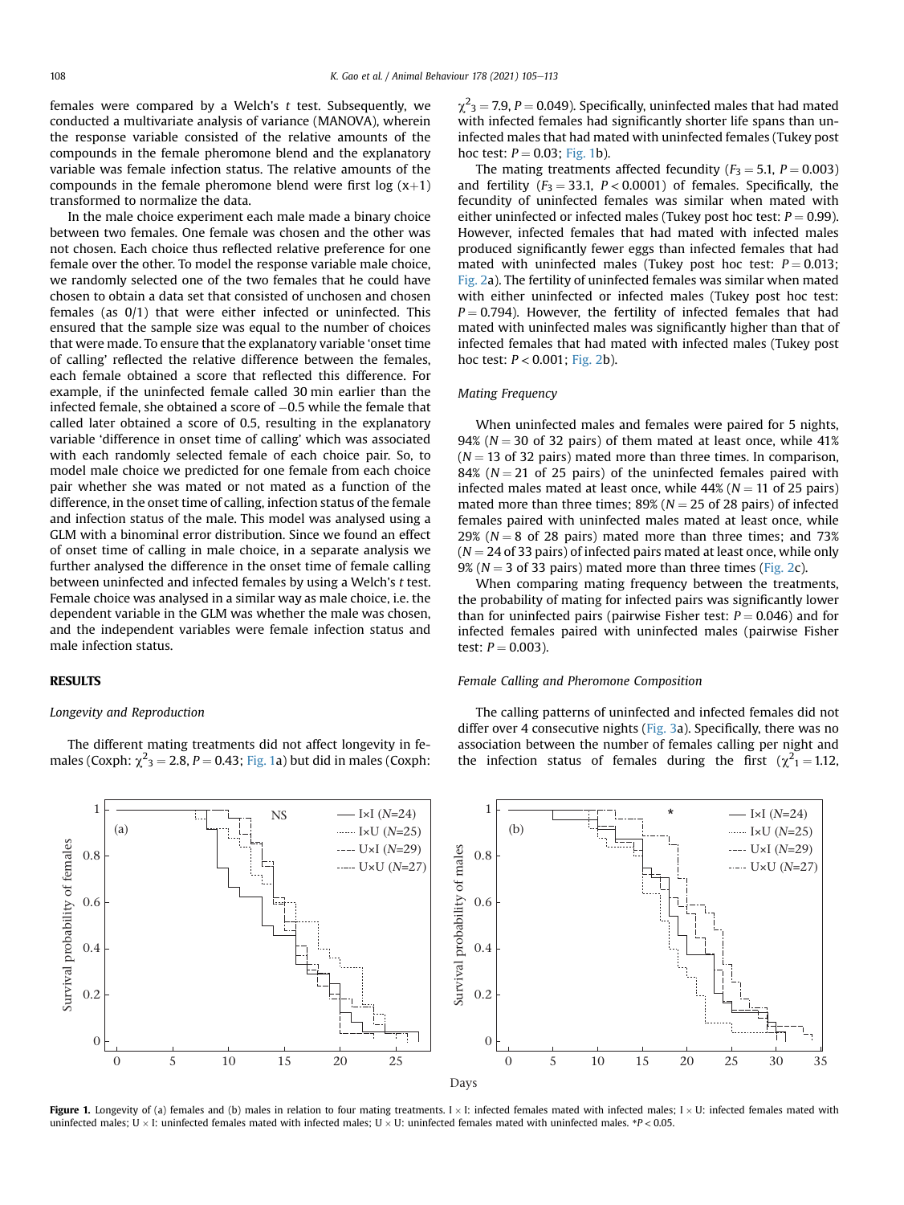females were compared by a Welch's *t* test. Subsequently, we conducted a multivariate analysis of variance (MANOVA), wherein the response variable consisted of the relative amounts of the compounds in the female pheromone blend and the explanatory variable was female infection status. The relative amounts of the compounds in the female pheromone blend were first log (x+1) transformed to normalize the data.

In the male choice experiment each male made a binary choice between two females. One female was chosen and the other was not chosen. Each choice thus reflected relative preference for one female over the other. To model the response variable male choice, we randomly selected one of the two females that he could have chosen to obtain a data set that consisted of unchosen and chosen females (as 0/1) that were either infected or uninfected. This ensured that the sample size was equal to the number of choices that were made. To ensure that the explanatory variable 'onset time of calling' reflected the relative difference between the females, each female obtained a score that reflected this difference. For example, if the uninfected female called 30 min earlier than the infected female, she obtained a score of −0.5 while the female that called later obtained a score of 0.5, resulting in the explanatory variable 'difference in onset time of calling' which was associated with each randomly selected female of each choice pair. So, to model male choice we predicted for one female from each choice pair whether she was mated or not mated as a function of the difference, in the onset time of calling, infection status of the female and infection status of the male. This model was analysed using a GLM with a binominal error distribution. Since we found an effect of onset time of calling in male choice, in a separate analysis we further analysed the difference in the onset time of female calling between uninfected and infected females by using a Welch's *t* test. Female choice was analysed in a similar way as male choice, i.e. the dependent variable in the GLM was whether the male was chosen, and the independent variables were female infection status and male infection status.

## RESULTS

### Longevity and Reproduction

The different mating treatments did not affect longevity in females (Coxph: $\chi^2_3 = 2.8$, $P = 0.43$; Fig. 1a) but did in males (Coxph: $\chi^2_3 = 7.9$, $P = 0.049$). Specifically, uninfected males that had mated with infected females had significantly shorter life spans than uninfected males that had mated with uninfected females (Tukey post hoc test: $P = 0.03$; Fig. 1b).

The mating treatments affected fecundity ($F_3 = 5.1$, $P = 0.003$) and fertility ($F_3 = 33.1$, $P < 0.0001$) of females. Specifically, the fecundity of uninfected females was similar when mated with either uninfected or infected males (Tukey post hoc test: $P = 0.99$). However, infected females that had mated with infected males produced significantly fewer eggs than infected females that had mated with uninfected males (Tukey post hoc test: $P = 0.013$; Fig. 2a). The fertility of uninfected females was similar when mated with either uninfected or infected males (Tukey post hoc test: $P = 0.794$). However, the fertility of infected females that had mated with uninfected males was significantly higher than that of infected females that had mated with infected males (Tukey post hoc test: $P < 0.001$; Fig. 2b).

### Mating Frequency

When uninfected males and females were paired for 5 nights, 94% ($N = 30$ of 32 pairs) of them mated at least once, while 41% ($N = 13$ of 32 pairs) mated more than three times. In comparison, 84% ($N = 21$ of 25 pairs) of the uninfected females paired with infected males mated at least once, while 44% ($N = 11$ of 25 pairs) mated more than three times; 89% ($N = 25$ of 28 pairs) of infected females paired with uninfected males mated at least once, while 29% ($N = 8$ of 28 pairs) mated more than three times; and 73% ($N = 24$ of 33 pairs) of infected pairs mated at least once, while only 9% ($N = 3$ of 33 pairs) mated more than three times (Fig. 2c).

When comparing mating frequency between the treatments, the probability of mating for infected pairs was significantly lower than for uninfected pairs (pairwise Fisher test: $P = 0.046$) and for infected females paired with uninfected males (pairwise Fisher test: $P = 0.003$).

### Female Calling and Pheromone Composition

The calling patterns of uninfected and infected females did not differ over 4 consecutive nights (Fig. 3a). Specifically, there was no association between the number of females calling per night and the infection status of females during the first ($\chi^2_1 = 1.12$,

**Figure 1.** Longevity of (a) females and (b) males in relation to four mating treatments. I × I: infected females mated with infected males; I × U: infected females mated with uninfected males; U × I: uninfected females mated with infected males; U × U: uninfected females mated with uninfected males. *$P < 0.05$.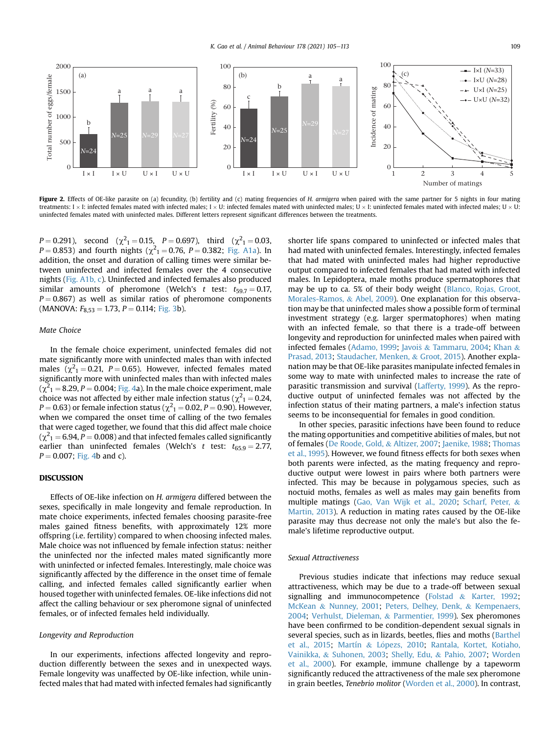Figure 2. Effects of OE-like parasite on (a) fecundity, (b) fertility and (c) mating frequencies of *H. armigera* when paired with the same partner for 5 nights in four mating treatments: I × I: infected females mated with infected males; I × U: infected females mated with uninfected males; U × I: uninfected females mated with infected males; U × U: uninfected females mated with uninfected males. Different letters represent significant differences between the treatments.

$P = 0.291$), second ($\chi^2_1 = 0.15$, $P = 0.697$), third ($\chi^2_1 = 0.03$, $P = 0.853$) and fourth nights ($\chi^2_1 = 0.76$, $P = 0.382$; Fig. A1a). In addition, the onset and duration of calling times were similar between uninfected and infected females over the 4 consecutive nights (Fig. A1b, c). Uninfected and infected females also produced similar amounts of pheromone (Welch's $t$ test: $t_{59.7} = 0.17$, $P = 0.867$) as well as similar ratios of pheromone components (MANOVA: $F_{8,53} = 1.73$, $P = 0.114$; Fig. 3b).

### Mate Choice

In the female choice experiment, uninfected females did not mate significantly more with uninfected males than with infected males ($\chi^2_1 = 0.21$, $P = 0.65$). However, infected females mated significantly more with uninfected males than with infected males ($\chi^2_1 = 8.29$, $P = 0.004$; Fig. 4a). In the male choice experiment, male choice was not affected by either male infection status ($\chi^2_1 = 0.24$, $P = 0.63$) or female infection status ($\chi^2_1 = 0.02$, $P = 0.90$). However, when we compared the onset time of calling of the two females that were caged together, we found that this did affect male choice ($\chi^2_1 = 6.94$, $P = 0.008$) and that infected females called significantly earlier than uninfected females (Welch's $t$ test: $t_{65.9} = 2.77$, $P = 0.007$; Fig. 4b and c).

## DISCUSSION

Effects of OE-like infection on *H. armigera* differed between the sexes, specifically in male longevity and female reproduction. In mate choice experiments, infected females choosing parasite-free males gained fitness benefits, with approximately 12% more offspring (i.e. fertility) compared to when choosing infected males. Male choice was not influenced by female infection status: neither the uninfected nor the infected males mated significantly more with uninfected or infected females. Interestingly, male choice was significantly affected by the difference in the onset time of female calling, and infected females called significantly earlier when housed together with uninfected females. OE-like infections did not affect the calling behaviour or sex pheromone signal of uninfected females, or of infected females held individually.

### Longevity and Reproduction

In our experiments, infections affected longevity and reproduction differently between the sexes and in unexpected ways. Female longevity was unaffected by OE-like infection, while uninfected males that had mated with infected females had significantly shorter life spans compared to uninfected or infected males that had mated with uninfected females. Interestingly, infected females that had mated with uninfected males had higher reproductive output compared to infected females that had mated with infected males. In Lepidoptera, male moths produce spermatophores that may be up to ca. 5% of their body weight (Blanco, Rojas, Groot, Morales-Ramos, & Abel, 2009). One explanation for this observation may be that uninfected males show a possible form of terminal investment strategy (e.g. larger spermatophores) when mating with an infected female, so that there is a trade-off between longevity and reproduction for uninfected males when paired with infected females (Adamo, 1999; Javoiš & Tammaru, 2004; Khan & Prasad, 2013; Staudacher, Menken, & Groot, 2015). Another explanation may be that OE-like parasites manipulate infected females in some way to mate with uninfected males to increase the rate of parasitic transmission and survival (Lafferty, 1999). As the reproductive output of uninfected females was not affected by the infection status of their mating partners, a male's infection status seems to be inconsequential for females in good condition.

In other species, parasitic infections have been found to reduce the mating opportunities and competitive abilities of males, but not of females (De Roode, Gold, & Altizer, 2007; Jaenike, 1988; Thomas et al., 1995). However, we found fitness effects for both sexes when both parents were infected, as the mating frequency and reproductive output were lowest in pairs where both partners were infected. This may be because in polygamous species, such as noctuid moths, females as well as males may gain benefits from multiple matings (Gao, Van Wijk et al., 2020; Scharf, Peter, & Martin, 2013). A reduction in mating rates caused by the OE-like parasite may thus decrease not only the male's but also the female's lifetime reproductive output.

### Sexual Attractiveness

Previous studies indicate that infections may reduce sexual attractiveness, which may be due to a trade-off between sexual signalling and immunocompetence (Folstad & Karter, 1992; McKean & Nunney, 2001; Peters, Delhey, Denk, & Kempenaers, 2004; Verhulst, Dieleman, & Parmentier, 1999). Sex pheromones have been confirmed to be condition-dependent sexual signals in several species, such as in lizards, beetles, flies and moths (Barthel et al., 2015; Martín & López, 2010; Rantala, Kortet, Kotiaho, Vainikka, & Suhonen, 2003; Shelly, Edu, & Pahio, 2007; Worden et al., 2000). For example, immune challenge by a tapeworm significantly reduced the attractiveness of the male sex pheromone in grain beetles, *Tenebrio molitor* (Worden et al., 2000). In contrast,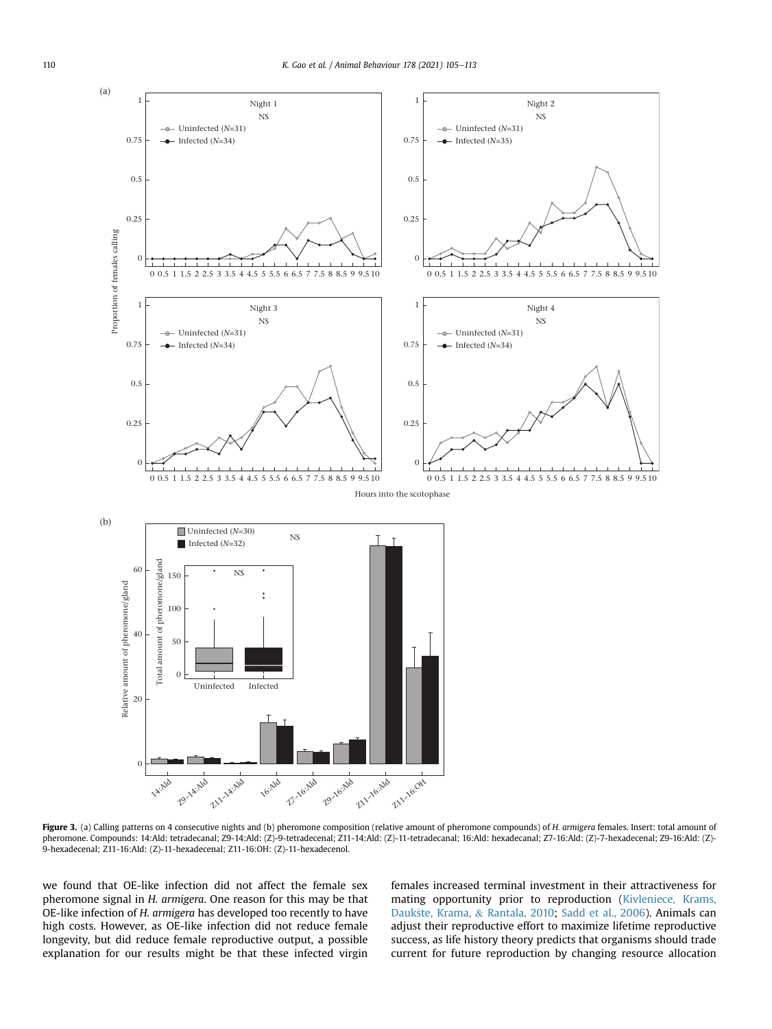**Figure 3.** (a) Calling patterns on 4 consecutive nights and (b) pheromone composition (relative amount of pheromone compounds) of *H. armigera* females. Insert: total amount of pheromone. Compounds: 14:Ald: tetradecanal; Z9-14:Ald: (Z)-9-tetradecenal; Z11-14:Ald: (Z)-11-tetradecenal; 16:Ald: hexadecanal; Z7-16:Ald: (Z)-7-hexadecenal; Z9-16:Ald: (Z)-9-hexadecenal; Z11-16:Ald: (Z)-11-hexadecenal; Z11-16:OH: (Z)-11-hexadecenol.

we found that OE-like infection did not affect the female sex pheromone signal in *H. armigera*. One reason for this may be that OE-like infection of *H. armigera* has developed too recently to have high costs. However, as OE-like infection did not reduce female longevity, but did reduce female reproductive output, a possible explanation for our results might be that these infected virgin females increased terminal investment in their attractiveness for mating opportunity prior to reproduction (Kivleniece, Krams, Daukšte, Krama, & Rantala, 2010; Sadd et al., 2006). Animals can adjust their reproductive effort to maximize lifetime reproductive success, as life history theory predicts that organisms should trade current for future reproduction by changing resource allocation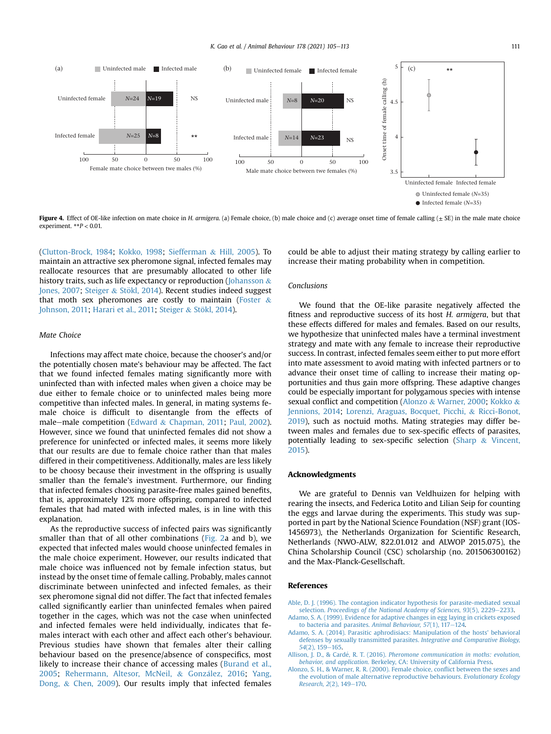Figure 4. Effect of OE-like infection on mate choice in *H. armigera*. (a) Female choice, (b) male choice and (c) average onset time of female calling (± SE) in the male mate choice experiment. $^{**}P < 0.01$.

(Clutton-Brock, 1984; Kokko, 1998; Siefferman & Hill, 2005). To maintain an attractive sex pheromone signal, infected females may reallocate resources that are presumably allocated to other life history traits, such as life expectancy or reproduction (Johansson & Jones, 2007; Steiger & Stökl, 2014). Recent studies indeed suggest that moth sex pheromones are costly to maintain (Foster & Johnson, 2011; Harari et al., 2011; Steiger & Stökl, 2014).

*Mate Choice*

Infections may affect mate choice, because the chooser's and/or the potentially chosen mate's behaviour may be affected. The fact that we found infected females mating significantly more with uninfected than with infected males when given a choice may be due either to female choice or to uninfected males being more competitive than infected males. In general, in mating systems female choice is difficult to disentangle from the effects of male–male competition (Edward & Chapman, 2011; Paul, 2002). However, since we found that uninfected females did not show a preference for uninfected or infected males, it seems more likely that our results are due to female choice rather than that males differed in their competitiveness. Additionally, males are less likely to be choosy because their investment in the offspring is usually smaller than the female's investment. Furthermore, our finding that infected females choosing parasite-free males gained benefits, that is, approximately 12% more offspring, compared to infected females that had mated with infected males, is in line with this explanation.

As the reproductive success of infected pairs was significantly smaller than that of all other combinations (Fig. 2a and b), we expected that infected males would choose uninfected females in the male choice experiment. However, our results indicated that male choice was influenced not by female infection status, but instead by the onset time of female calling. Probably, males cannot discriminate between uninfected and infected females, as their sex pheromone signal did not differ. The fact that infected females called significantly earlier than uninfected females when paired together in the cages, which was not the case when uninfected and infected females were held individually, indicates that females interact with each other and affect each other's behaviour. Previous studies have shown that females alter their calling behaviour based on the presence/absence of conspecifics, most likely to increase their chance of accessing males (Burand et al., 2005; Rehermann, Altesor, McNeil, & González, 2016; Yang, Dong, & Chen, 2009). Our results imply that infected females could be able to adjust their mating strategy by calling earlier to increase their mating probability when in competition.

*Conclusions*

We found that the OE-like parasite negatively affected the fitness and reproductive success of its host *H. armigera*, but that these effects differed for males and females. Based on our results, we hypothesize that uninfected males have a terminal investment strategy and mate with any female to increase their reproductive success. In contrast, infected females seem either to put more effort into mate assessment to avoid mating with infected partners or to advance their onset time of calling to increase their mating opportunities and thus gain more offspring. These adaptive changes could be especially important for polygamous species with intense sexual conflict and competition (Alonzo & Warner, 2000; Kokko & Jennions, 2014; Lorenzi, Araguas, Bocquet, Picchi, & Ricci-Bonot, 2019), such as noctuid moths. Mating strategies may differ between males and females due to sex-specific effects of parasites, potentially leading to sex-specific selection (Sharp & Vincent, 2015).

## Acknowledgments

We are grateful to Dennis van Veldhuizen for helping with rearing the insects, and Federica Lotito and Lilian Seip for counting the eggs and larvae during the experiments. This study was supported in part by the National Science Foundation (NSF) grant (IOS-1456973), the Netherlands Organization for Scientific Research, Netherlands (NWO-ALW, 822.01.012 and ALWOP 2015.075), the China Scholarship Council (CSC) scholarship (no. 201506300162) and the Max-Planck-Gesellschaft.

## References

Able, D. J. (1996). The contagion indicator hypothesis for parasite-mediated sexual selection. *Proceedings of the National Academy of Sciences, 93*(5), 2229–2233.

Adamo, S. A. (1999). Evidence for adaptive changes in egg laying in crickets exposed to bacteria and parasites. *Animal Behaviour, 57*(1), 117–124.

Adamo, S. A. (2014). Parasitic aphrodisiacs: Manipulation of the hosts' behavioral defenses by sexually transmitted parasites. *Integrative and Comparative Biology, 54*(2), 159–165.

Allison, J. D., & Cardé, R. T. (2016). *Pheromone communication in moths: evolution, behavior, and application*. Berkeley, CA: University of California Press.

Alonzo, S. H., & Warner, R. R. (2000). Female choice, conflict between the sexes and the evolution of male alternative reproductive behaviours. *Evolutionary Ecology Research, 2*(2), 149–170.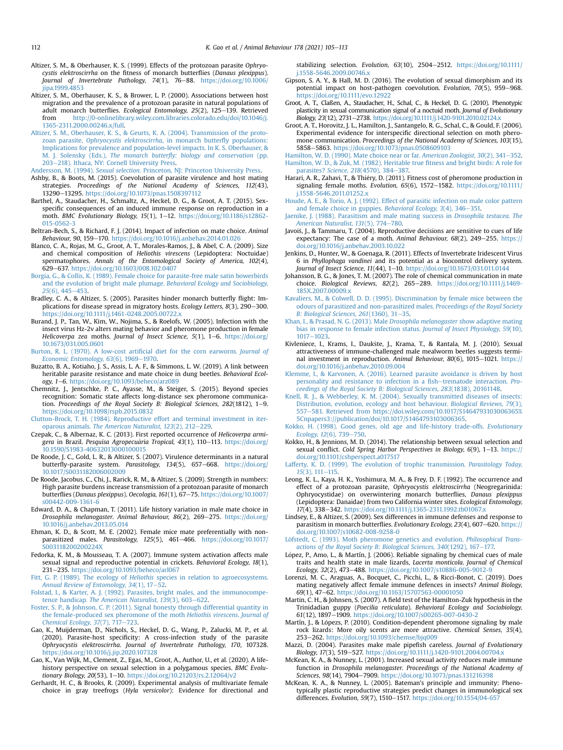Altizer, S. M., & Oberhauser, K. S. (1999). Effects of the protozoan parasite *Ophryocystis elektroscirrha* on the fitness of monarch butterflies (*Danaus plexippus*). *Journal of Invertebrate Pathology, 74*(1), 76–88. https://doi.org/10.1006/jipa.1999.4853

Altizer, S. M., Oberhauser, K. S., & Brower, L. P. (2000). Associations between host migration and the prevalence of a protozoan parasite in natural populations of adult monarch butterflies. *Ecological Entomology, 25*(2), 125–139. Retrieved from http://0-onlinelibrary.wiley.com.libraries.colorado.edu/doi/10.1046/j.1365-2311.2000.00246.x/full.

Altizer, S. M., Oberhauser, K. S., & Geurts, K. A. (2004). Transmission of the protozoan parasite, *Ophryocystis elektroscirrha*, in monarch butterfly populations: Implications for prevalence and population-level impacts. In K. S. Oberhauser, & M. J. Solensky (Eds.), *The monarch butterfly: biology and conservation* (pp. 203–218). Ithaca, NY: Cornell University Press.

Andersson, M. (1994). *Sexual selection*. Princeton, NJ: Princeton University Press.

Ashby, B., & Boots, M. (2015). Coevolution of parasite virulence and host mating strategies. *Proceedings of the National Academy of Sciences, 112*(43), 13290–13295. https://doi.org/10.1073/pnas.1508397112

Barthel, A., Staudacher, H., Schmaltz, A., Heckel, D. G., & Groot, A. T. (2015). Sex-specific consequences of an induced immune response on reproduction in a moth. *BMC Evolutionary Biology, 15*(1), 1–12. https://doi.org/10.1186/s12862-015-0562-3

Beltran-Bech, S., & Richard, F. J. (2014). Impact of infection on mate choice. *Animal Behaviour, 90*, 159–170. https://doi.org/10.1016/j.anbehav.2014.01.026

Blanco, C. A., Rojas, M. G., Groot, A. T., Morales-Ramos, J., & Abel, C. A. (2009). Size and chemical composition of *Heliothis virescens* (Lepidoptera: Noctuidae) spermatophores. *Annals of the Entomological Society of America, 102*(4), 629–637. https://doi.org/10.1603/008.102.0407

Borgia, G., & Collis, K. (1989). Female choice for parasite-free male satin bowerbirds and the evolution of bright male plumage. *Behavioral Ecology and Sociobiology, 25*(6), 445–453.

Bradley, C. A., & Altizer, S. (2005). Parasites hinder monarch butterfly flight: Implications for disease spread in migratory hosts. *Ecology Letters, 8*(3), 290–300. https://doi.org/10.1111/j.1461-0248.2005.00722.x

Burand, J. P., Tan, W., Kim, W., Nojima, S., & Roelofs, W. (2005). Infection with the insect virus Hz-2v alters mating behavior and pheromone production in female *Helicoverpa zea* moths. *Journal of Insect Science, 5*(1), 1–6. https://doi.org/10.1673/031.005.0601

Burton, R. L. (1970). A low-cost artificial diet for the corn earworm. *Journal of Economic Entomology, 63*(6), 1969–1970.

Buzatto, B. A., Kotiaho, J. S., Assis, L. A. F., & Simmons, L. W. (2019). A link between heritable parasite resistance and mate choice in dung beetles. *Behavioral Ecology, 1–6*. https://doi.org/10.1093/beheco/arz089

Chemnitz, J., Jentschke, P. C., Ayasse, M., & Steiger, S. (2015). Beyond species recognition: Somatic state affects long-distance sex pheromone communication. *Proceedings of the Royal Society B: Biological Sciences, 282*(1812), 1–9. https://doi.org/10.1098/rspb.2015.0832

Clutton-Brock, T. H. (1984). Reproductive effort and terminal investment in iteroparous animals. *The American Naturalist, 123*(2), 212–229.

Czepak, C., & Albernaz, K. C. (2013). First reported occurrence of *Helicoverpa armigera* in Brazil. *Pesquisa Agropecuária Tropical, 43*(1), 110–113. https://doi.org/10.1590/S1983-40632013000100015

De Roode, J. C., Gold, L. R., & Altizer, S. (2007). Virulence determinants in a natural butterfly-parasite system. *Parasitology, 134*(5), 657–668. https://doi.org/10.1017/S0031182006002009

De Roode, J. C., Jacobus, C., Chi, J., Rarick, R. M., & Altizer, S. (2009). Strength in numbers: High parasite burdens increase transmission of a protozoan parasite of monarch butterflies (*Danaus plexippus*). *Oecologia, 161*(1), 67–75. https://doi.org/10.1007/s00442-009-1361-6

Edward, D. A., & Chapman, T. (2011). Life history variation in male mate choice in *Drosophila melanogaster*. *Animal Behaviour, 86*(2), 269–275. https://doi.org/10.1016/j.anbehav.2013.05.014

Ehman, K. D., & Scott, M. E. (2002). Female mice mate preferentially with non-parasitized males. *Parasitology, 125*(5), 461–466. https://doi.org/10.1017/S003118200200224X

Fedorka, K. M., & Mousseau, T. A. (2007). Immune system activation affects male sexual signal and reproductive potential in crickets. *Behavioral Ecology, 18*(1), 231–235. https://doi.org/10.1093/beheco/arl067

Fitt, G. P. (1989). The ecology of *Heliothis* species in relation to agroecosystems. *Annual Review of Entomology, 34*(1), 17–52.

Folstad, I., & Karter, A. J. (1992). Parasites, bright males, and the immunocompetence handicap. *The American Naturalist, 139*(3), 603–622.

Foster, S. P., & Johnson, C. P. (2011). Signal honesty through differential quantity in the female-produced sex pheromone of the moth *Heliothis virescens*. *Journal of Chemical Ecology, 37*(7), 717–723.

Gao, K., Muijderman, D., Nichols, S., Heckel, D. G., Wang, P., Zalucki, M. P., et al. (2020). Parasite-host specificity: A cross-infection study of the parasite *Ophryocystis elektroscirrha*. *Journal of Invertebrate Pathology, 170*, 107328. https://doi.org/10.1016/j.jip.2020.107328

Gao, K., Van Wijk, M., Clement, Z., Egas, M., Groot, A., Author, U., et al. (2020). A life-history perspective on sexual selection in a polygamous species. *BMC Evolutionary Biology, 20*(53), 1–10. https://doi.org/10.21203/rs.2.12064/v2

Gerhardt, H. C., & Brooks, R. (2009). Experimental analysis of multivariate female choice in gray treefrogs (*Hyla versicolor*): Evidence for directional and stabilizing selection. *Evolution, 63*(10), 2504–2512. https://doi.org/10.1111/j.1558-5646.2009.00746.x

Gipson, S. A. Y., & Hall, M. D. (2016). The evolution of sexual dimorphism and its potential impact on host-pathogen coevolution. *Evolution, 70*(5), 959–968. https://doi.org/10.1111/evo.12922

Groot, A. T., Claßen, A., Staudacher, H., Schal, C., & Heckel, D. G. (2010). Phenotypic plasticity in sexual communication signal of a noctuid moth. *Journal of Evolutionary Biology, 23*(12), 2731–2738. https://doi.org/10.1111/j.1420-9101.2010.02124.x

Groot, A. T., Horovitz, J. L., Hamilton, J., Santangelo, R. G., Schal, C., & Gould, F. (2006). Experimental evidence for interspecific directional selection on moth pheromone communication. *Proceedings of the National Academy of Sciences, 103*(15), 5858–5863. https://doi.org/10.1073/pnas.0508609103

Hamilton, W. D. (1990). Mate choice near or far. *American Zoologist, 30*(2), 341–352.

Hamilton, W. D., & Zuk, M. (1982). Heritable true fitness and bright birds: A role for parasites? *Science, 218*(4570), 384–387.

Harari, A. R., Zahavi, T., & Thiéry, D. (2011). Fitness cost of pheromone production in signaling female moths. *Evolution, 65*(6), 1572–1582. https://doi.org/10.1111/j.1558-5646.2011.01252.x

Houde, A. E., & Torio, A. J. (1992). Effect of parasitic infection on male color pattern and female choice in guppies. *Behavioral Ecology, 3*(4), 346–351.

Jaenike, J. (1988). Parasitism and male mating success in *Drosophila testacea*. *The American Naturalist, 131*(5), 774–780.

Javoiš, J., & Tammaru, T. (2004). Reproductive decisions are sensitive to cues of life expectancy: The case of a moth. *Animal Behaviour, 68*(2), 249–255. https://doi.org/10.1016/j.anbehav.2003.10.022

Jenkins, D., Hunter, W., & Goenaga, R. (2011). Effects of Invertebrate Iridescent Virus 6 in *Phyllophaga vandinei* and its potential as a biocontrol delivery system. *Journal of Insect Science, 11*(44), 1–10. https://doi.org/10.1673/031.011.0144

Johansson, B. G., & Jones, T. M. (2007). The role of chemical communication in mate choice. *Biological Reviews, 82*(2), 265–289. https://doi.org/10.1111/j.1469-185X.2007.00009.x

Kavaliers, M., & Colwell, D. D. (1995). Discrimination by female mice between the odours of parasitized and non-parasitized males. *Proceedings of the Royal Society B: Biological Sciences, 261*(1360), 31–35.

Khan, I., & Prasad, N. G. (2013). Male *Drosophila melanogaster* show adaptive mating bias in response to female infection status. *Journal of Insect Physiology, 59*(10), 1017–1023.

Kivleniece, I., Krams, I., Daukšte, J., Krama, T., & Rantala, M. J. (2010). Sexual attractiveness of immune-challenged male mealworm beetles suggests terminal investment in reproduction. *Animal Behaviour, 80*(6), 1015–1021. https://doi.org/10.1016/j.anbehav.2010.09.004

Klemme, I., & Karvonen, A. (2016). Learned parasite avoidance is driven by host personality and resistance to infection in a fish–trematode interaction. *Proceedings of the Royal Society B: Biological Sciences, 283*(1838), 20161148.

Knell, R. J., & Webberley, K. M. (2004). Sexually transmitted diseases of insects: Distribution, evolution, ecology and host behaviour. *Biological Reviews, 79*(3), 557–581. Retrieved from https://doi.wiley.com/10.1017/S1464793103006365%5Cnpapers3://publication/doi/10.1017/S1464793103006365.

Kokko, H. (1998). Good genes, old age and life-history trade-offs. *Evolutionary Ecology, 12*(6), 739–750.

Kokko, H., & Jennions, M. D. (2014). The relationship between sexual selection and sexual conflict. *Cold Spring Harbor Perspectives in Biology, 6*(9), 1–13. https://doi.org/10.1101/cshperspect.a017517

Lafferty, K. D. (1999). The evolution of trophic transmission. *Parasitology Today, 15*(3), 111–115.

Leong, K. L., Kaya, H. K., Yoshimura, M. A., & Frey, D. F. (1992). The occurrence and effect of a protozoan parasite, *Ophryocystis elektroscirrha* (Neogregarinida: Ophryocystidae) on overwintering monarch butterflies, *Danaus plexippus* (Lepidoptera: Danaidae) from two California winter sites. *Ecological Entomology, 17*(4), 338–342. https://doi.org/10.1111/j.1365-2311.1992.tb01067.x

Lindsey, E., & Altizer, S. (2009). Sex differences in immune defenses and response to parasitism in monarch butterflies. *Evolutionary Ecology, 23*(4), 607–620. https://doi.org/10.1007/s10682-008-9258-0

Löfstedt, C. (1993). Moth pheromone genetics and evolution. *Philosophical Transactions of the Royal Society B: Biological Sciences, 340*(1292), 167–177.

López, P., Amo, L., & Martín, J. (2006). Reliable signaling by chemical cues of male traits and health state in male lizards, *Lacerta monticola*. *Journal of Chemical Ecology, 32*(2), 473–488. https://doi.org/10.1007/s10886-005-9012-9

Lorenzi, M. C., Araguas, A., Bocquet, C., Picchi, L., & Ricci-Bonot, C. (2019). Does mating negatively affect female immune defences in insects? *Animal Biology, 69*(1), 47–62. https://doi.org/10.1163/15707563-00001050

Martin, C. H., & Johnsen, S. (2007). A field test of the Hamilton-Zuk hypothesis in the Trinidadian guppy (*Poecilia reticulata*). *Behavioral Ecology and Sociobiology, 61*(12), 1897–1909. https://doi.org/10.1007/s00265-007-0430-2

Martín, J., & López, P. (2010). Condition-dependent pheromone signaling by male rock lizards: More oily scents are more attractive. *Chemical Senses, 35*(4), 253–262. https://doi.org/10.1093/chemse/bjq009

Mazzi, D. (2004). Parasites make male pipefish careless. *Journal of Evolutionary Biology, 17*(3), 519–527. https://doi.org/10.1111/j.1420-9101.2004.00704.x

McKean, K. A., & Nunney, L. (2001). Increased sexual activity reduces male immune function in *Drosophila melanogaster*. *Proceedings of the National Academy of Sciences, 98*(14), 7904–7909. https://doi.org/10.1073/pnas.131216398

McKean, K. A., & Nunney, L. (2005). Bateman's principle and immunity: Phenotypically plastic reproductive strategies predict changes in immunological sex differences. *Evolution, 59*(7), 1510–1517. https://doi.org/10.1554/04-657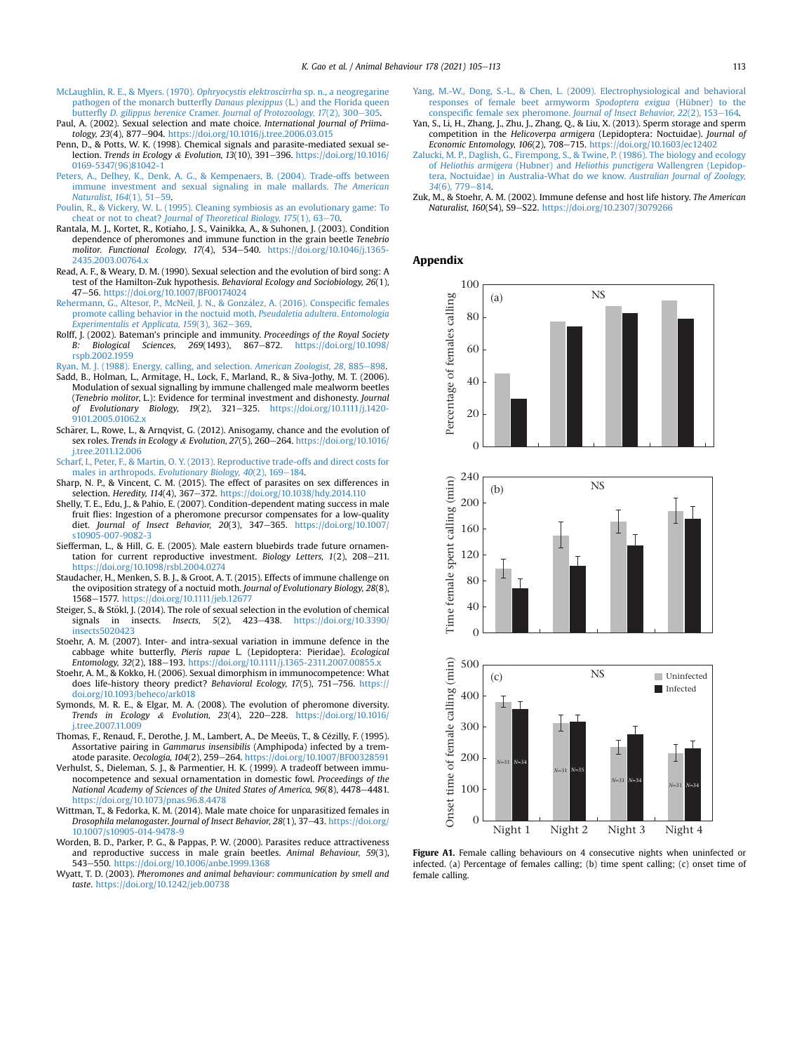McLaughlin, R. E., & Myers. (1970). *Ophryocystis elektroscirrha* sp. n., a neogregarine pathogen of the monarch butterfly *Danaus plexippus* (L.) and the Florida queen butterfly *D. gilippus berenice* Cramer. *Journal of Protozoology, 17*(2), 300–305.

Paul, A. (2002). Sexual selection and mate choice. *International Journal of Priimatology, 23*(4), 877–904. https://doi.org/10.1016/j.tree.2006.03.015

Penn, D., & Potts, W. K. (1998). Chemical signals and parasite-mediated sexual selection. *Trends in Ecology & Evolution, 13*(10), 391–396. https://doi.org/10.1016/0169-5347(96)81042-1

Peters, A., Delhey, K., Denk, A. G., & Kempenaers, B. (2004). Trade-offs between immune investment and sexual signaling in male mallards. *The American Naturalist, 164*(1), 51–59.

Poulin, R., & Vickery, W. L. (1995). Cleaning symbiosis as an evolutionary game: To cheat or not to cheat? *Journal of Theoretical Biology, 175*(1), 63–70.

Rantala, M. J., Kortet, R., Kotiaho, J. S., Vainikka, A., & Suhonen, J. (2003). Condition dependence of pheromones and immune function in the grain beetle *Tenebrio molitor*. *Functional Ecology, 17*(4), 534–540. https://doi.org/10.1046/j.1365-2435.2003.00764.x

Read, A. F., & Weary, D. M. (1990). Sexual selection and the evolution of bird song: A test of the Hamilton-Zuk hypothesis. *Behavioral Ecology and Sociobiology, 26*(1), 47–56. https://doi.org/10.1007/BF00174024

Rehermann, G., Altesor, P., McNeil, J. N., & González, A. (2016). Conspecific females promote calling behavior in the noctuid moth, *Pseudaletia adultera*. *Entomologia Experimentalis et Applicata, 159*(3), 362–369.

Rolff, J. (2002). Bateman's principle and immunity. *Proceedings of the Royal Society B: Biological Sciences, 269*(1493), 867–872. https://doi.org/10.1098/rspb.2002.1959

Ryan, M. J. (1988). Energy, calling, and selection. *American Zoologist, 28*, 885–898.

Sadd, B., Holman, L., Armitage, H., Lock, F., Marland, R., & Siva-Jothy, M. T. (2006). Modulation of sexual signalling by immune challenged male mealworm beetles (*Tenebrio molitor*, L.): Evidence for terminal investment and dishonesty. *Journal of Evolutionary Biology, 19*(2), 321–325. https://doi.org/10.1111/j.1420-9101.2005.01062.x

Schärer, L., Rowe, L., & Arnqvist, G. (2012). Anisogamy, chance and the evolution of sex roles. *Trends in Ecology & Evolution, 27*(5), 260–264. https://doi.org/10.1016/j.tree.2011.12.006

Scharf, I., Peter, F., & Martin, O. Y. (2013). Reproductive trade-offs and direct costs for males in arthropods. *Evolutionary Biology, 40*(2), 169–184.

Sharp, N. P., & Vincent, C. M. (2015). The effect of parasites on sex differences in selection. *Heredity, 114*(4), 367–372. https://doi.org/10.1038/hdy.2014.110

Shelly, T. E., Edu, J., & Pahio, E. (2007). Condition-dependent mating success in male fruit flies: Ingestion of a pheromone precursor compensates for a low-quality diet. *Journal of Insect Behavior, 20*(3), 347–365. https://doi.org/10.1007/s10905-007-9082-3

Siefferman, L., & Hill, G. E. (2005). Male eastern bluebirds trade future ornamentation for current reproductive investment. *Biology Letters, 1*(2), 208–211. https://doi.org/10.1098/rsbl.2004.0274

Staudacher, H., Menken, S. B. J., & Groot, A. T. (2015). Effects of immune challenge on the oviposition strategy of a noctuid moth. *Journal of Evolutionary Biology, 28*(8), 1568–1577. https://doi.org/10.1111/jeb.12677

Steiger, S., & Stökl, J. (2014). The role of sexual selection in the evolution of chemical signals in insects. *Insects, 5*(2), 423–438. https://doi.org/10.3390/insects5020423

Stoehr, A. M. (2007). Inter- and intra-sexual variation in immune defence in the cabbage white butterfly, *Pieris rapae* L. (Lepidoptera: Pieridae). *Ecological Entomology, 32*(2), 188–193. https://doi.org/10.1111/j.1365-2311.2007.00855.x

Stoehr, A. M., & Kokko, H. (2006). Sexual dimorphism in immunocompetence: What does life-history theory predict? *Behavioral Ecology, 17*(5), 751–756. https://doi.org/10.1093/beheco/ark018

Symonds, M. R. E., & Elgar, M. A. (2008). The evolution of pheromone diversity. *Trends in Ecology & Evolution, 23*(4), 220–228. https://doi.org/10.1016/j.tree.2007.11.009

Thomas, F., Renaud, F., Derothe, J. M., Lambert, A., De Meeüs, T., & Cézilly, F. (1995). Assortative pairing in *Gammarus insensibilis* (Amphipoda) infected by a trematode parasite. *Oecologia, 104*(2), 259–264. https://doi.org/10.1007/BF00328591

Verhulst, S., Dieleman, S. J., & Parmentier, H. K. (1999). A tradeoff between immunocompetence and sexual ornamentation in domestic fowl. *Proceedings of the National Academy of Sciences of the United States of America, 96*(8), 4478–4481. https://doi.org/10.1073/pnas.96.8.4478

Wittman, T., & Fedorka, K. M. (2014). Male mate choice for unparasitized females in *Drosophila melanogaster*. *Journal of Insect Behavior, 28*(1), 37–43. https://doi.org/10.1007/s10905-014-9478-9

Worden, B. D., Parker, P. G., & Pappas, P. W. (2000). Parasites reduce attractiveness and reproductive success in male grain beetles. *Animal Behaviour, 59*(3), 543–550. https://doi.org/10.1006/anbe.1999.1368

Wyatt, T. D. (2003). *Pheromones and animal behaviour: communication by smell and taste*. https://doi.org/10.1242/jeb.00738

Yang, M.-W., Dong, S.-L., & Chen, L. (2009). Electrophysiological and behavioral responses of female beet armyworm *Spodoptera exigua* (Hübner) to the conspecific female sex pheromone. *Journal of Insect Behavior, 22*(2), 153–164.

Yan, S., Li, H., Zhang, J., Zhu, J., Zhang, Q., & Liu, X. (2013). Sperm storage and sperm competition in the *Helicoverpa armigera* (Lepidoptera: Noctuidae). *Journal of Economic Entomology, 106*(2), 708–715. https://doi.org/10.1603/ec12402

Zalucki, M. P., Daglish, G., Firempong, S., & Twine, P. (1986). The biology and ecology of *Heliothis armigera* (Hubner) and *Heliothis punctigera* Wallengren (Lepidoptera, Noctuidae) in Australia-What do we know. *Australian Journal of Zoology, 34*(6), 779–814.

Zuk, M., & Stoehr, A. M. (2002). Immune defense and host life history. *The American Naturalist, 160*(S4), S9–S22. https://doi.org/10.2307/3079266

## Appendix

(a) NS
Percentage of females calling
0 20 40 60 80 100

(b) NS
Time female spent calling (min)
0 40 80 120 160 200 240

(c) NS
Onset time of female calling (min)
0 100 200 300 400 500
Uninfected
Infected
N=31 N=34 | N=31 N=35 | N=31 N=34 | N=31 N=34
Night 1 Night 2 Night 3 Night 4

**Figure A1.** Female calling behaviours on 4 consecutive nights when uninfected or infected. (a) Percentage of females calling; (b) time spent calling; (c) onset time of female calling.